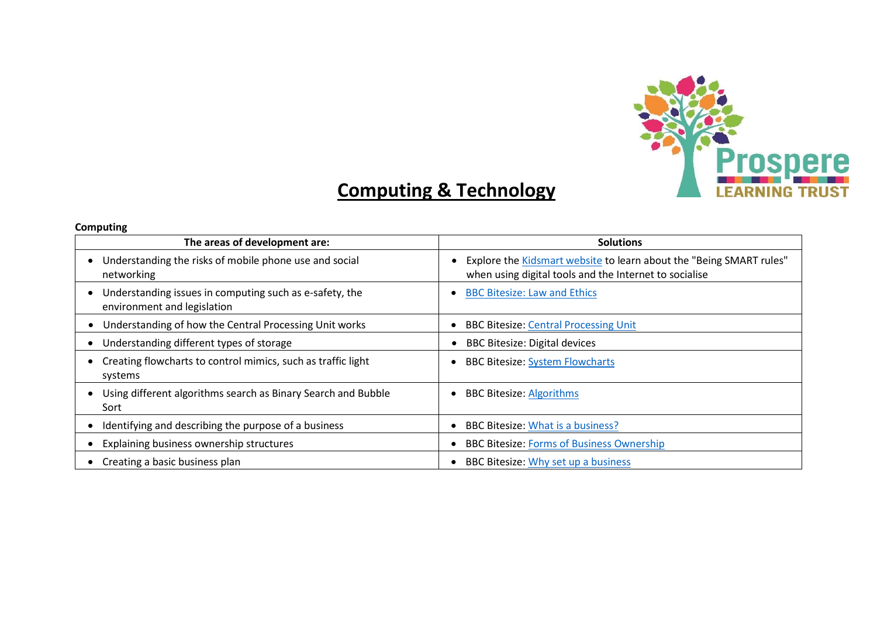# Computing & Technology

**Computing**

| The areas of development are: | Solutions |
| --- | --- |
| • Understanding the risks of mobile phone use and social networking | • Explore the Kidsmart website to learn about the "Being SMART rules" when using digital tools and the Internet to socialise |
| • Understanding issues in computing such as e-safety, the environment and legislation | • BBC Bitesize: Law and Ethics |
| • Understanding of how the Central Processing Unit works | • BBC Bitesize: Central Processing Unit |
| • Understanding different types of storage | • BBC Bitesize: Digital devices |
| • Creating flowcharts to control mimics, such as traffic light systems | • BBC Bitesize: System Flowcharts |
| • Using different algorithms search as Binary Search and Bubble Sort | • BBC Bitesize: Algorithms |
| • Identifying and describing the purpose of a business | • BBC Bitesize: What is a business? |
| • Explaining business ownership structures | • BBC Bitesize: Forms of Business Ownership |
| • Creating a basic business plan | • BBC Bitesize: Why set up a business |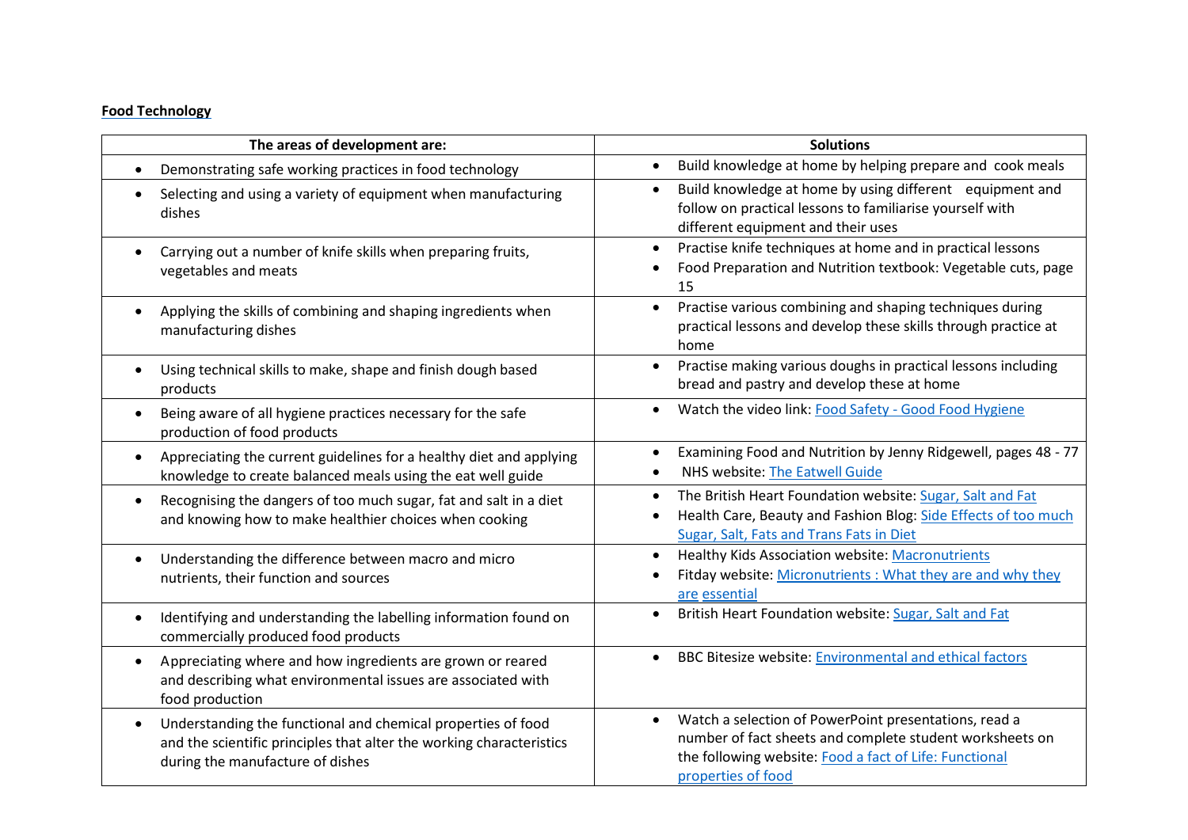**Food Technology**

| The areas of development are: | Solutions |
| --- | --- |
| • Demonstrating safe working practices in food technology | • Build knowledge at home by helping prepare and cook meals |
| • Selecting and using a variety of equipment when manufacturing dishes | • Build knowledge at home by using different equipment and follow on practical lessons to familiarise yourself with different equipment and their uses |
| • Carrying out a number of knife skills when preparing fruits, vegetables and meats | • Practise knife techniques at home and in practical lessons<br>• Food Preparation and Nutrition textbook: Vegetable cuts, page 15 |
| • Applying the skills of combining and shaping ingredients when manufacturing dishes | • Practise various combining and shaping techniques during practical lessons and develop these skills through practice at home |
| • Using technical skills to make, shape and finish dough based products | • Practise making various doughs in practical lessons including bread and pastry and develop these at home |
| • Being aware of all hygiene practices necessary for the safe production of food products | • Watch the video link: Food Safety - Good Food Hygiene |
| • Appreciating the current guidelines for a healthy diet and applying knowledge to create balanced meals using the eat well guide | • Examining Food and Nutrition by Jenny Ridgewell, pages 48 - 77<br>• NHS website: The Eatwell Guide |
| • Recognising the dangers of too much sugar, fat and salt in a diet and knowing how to make healthier choices when cooking | • The British Heart Foundation website: Sugar, Salt and Fat<br>• Health Care, Beauty and Fashion Blog: Side Effects of too much Sugar, Salt, Fats and Trans Fats in Diet |
| • Understanding the difference between macro and micro nutrients, their function and sources | • Healthy Kids Association website: Macronutrients<br>• Fitday website: Micronutrients : What they are and why they are essential |
| • Identifying and understanding the labelling information found on commercially produced food products | • British Heart Foundation website: Sugar, Salt and Fat |
| • Appreciating where and how ingredients are grown or reared and describing what environmental issues are associated with food production | • BBC Bitesize website: Environmental and ethical factors |
| • Understanding the functional and chemical properties of food and the scientific principles that alter the working characteristics during the manufacture of dishes | • Watch a selection of PowerPoint presentations, read a number of fact sheets and complete student worksheets on the following website: Food a fact of Life: Functional properties of food |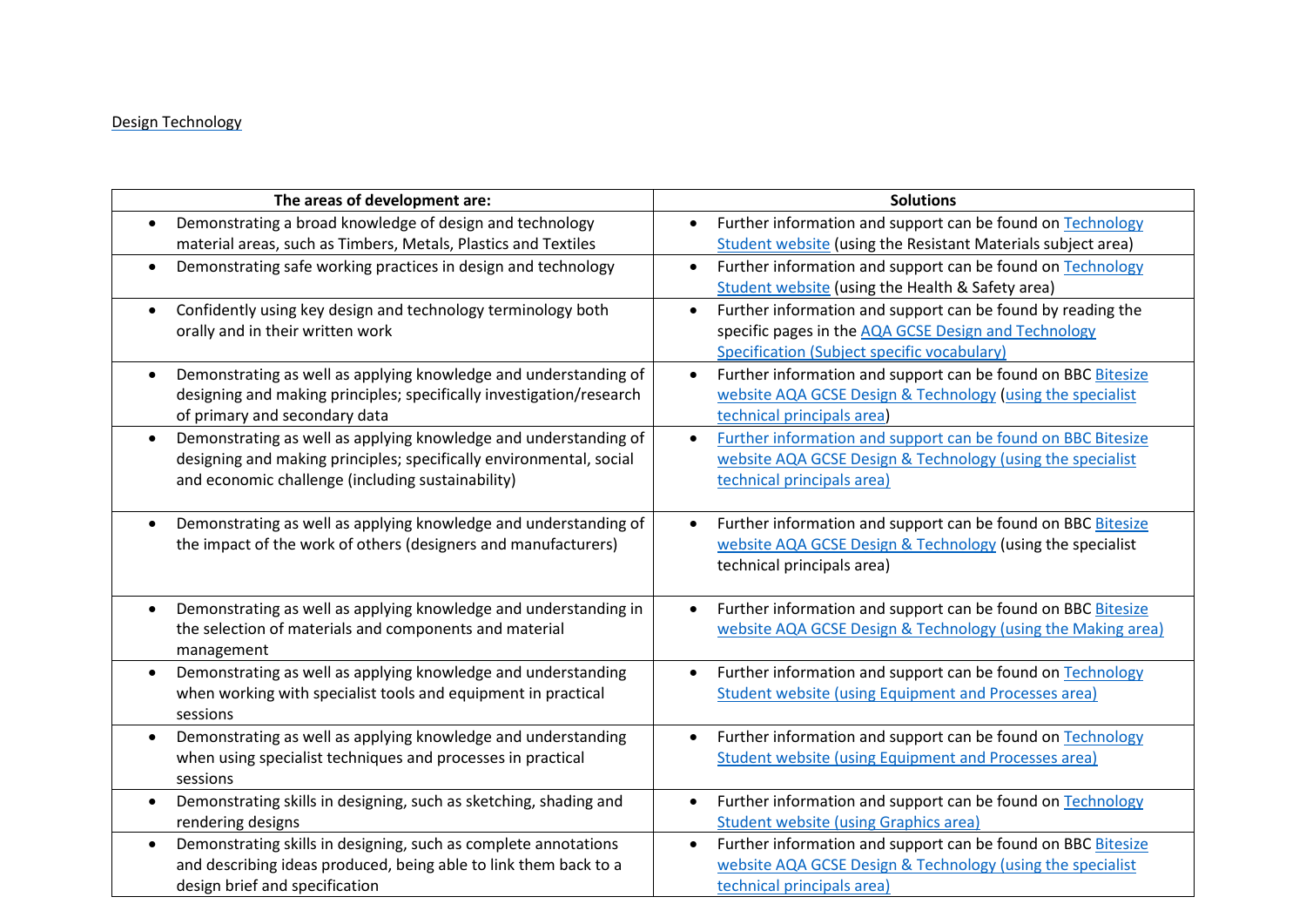Design Technology

| The areas of development are: | Solutions |
|---|---|
| • Demonstrating a broad knowledge of design and technology material areas, such as Timbers, Metals, Plastics and Textiles | • Further information and support can be found on Technology Student website (using the Resistant Materials subject area) |
| • Demonstrating safe working practices in design and technology | • Further information and support can be found on Technology Student website (using the Health & Safety area) |
| • Confidently using key design and technology terminology both orally and in their written work | • Further information and support can be found by reading the specific pages in the AQA GCSE Design and Technology Specification (Subject specific vocabulary) |
| • Demonstrating as well as applying knowledge and understanding of designing and making principles; specifically investigation/research of primary and secondary data | • Further information and support can be found on BBC Bitesize website AQA GCSE Design & Technology (using the specialist technical principals area) |
| • Demonstrating as well as applying knowledge and understanding of designing and making principles; specifically environmental, social and economic challenge (including sustainability) | • Further information and support can be found on BBC Bitesize website AQA GCSE Design & Technology (using the specialist technical principals area) |
| • Demonstrating as well as applying knowledge and understanding of the impact of the work of others (designers and manufacturers) | • Further information and support can be found on BBC Bitesize website AQA GCSE Design & Technology (using the specialist technical principals area) |
| • Demonstrating as well as applying knowledge and understanding in the selection of materials and components and material management | • Further information and support can be found on BBC Bitesize website AQA GCSE Design & Technology (using the Making area) |
| • Demonstrating as well as applying knowledge and understanding when working with specialist tools and equipment in practical sessions | • Further information and support can be found on Technology Student website (using Equipment and Processes area) |
| • Demonstrating as well as applying knowledge and understanding when using specialist techniques and processes in practical sessions | • Further information and support can be found on Technology Student website (using Equipment and Processes area) |
| • Demonstrating skills in designing, such as sketching, shading and rendering designs | • Further information and support can be found on Technology Student website (using Graphics area) |
| • Demonstrating skills in designing, such as complete annotations and describing ideas produced, being able to link them back to a design brief and specification | • Further information and support can be found on BBC Bitesize website AQA GCSE Design & Technology (using the specialist technical principals area) |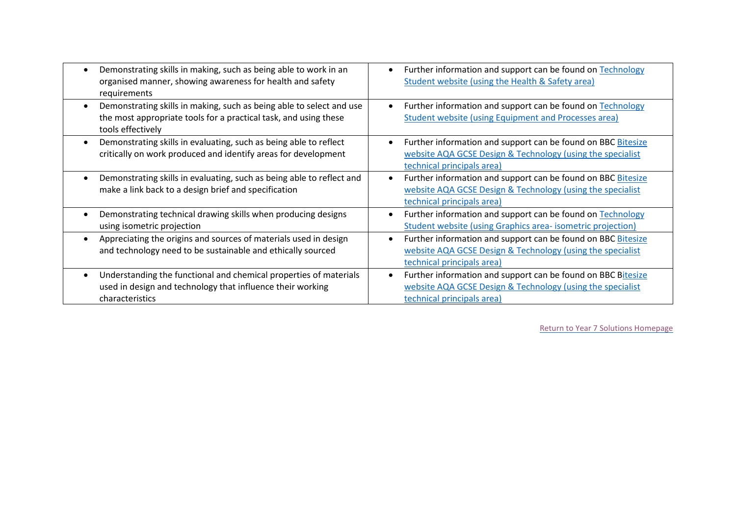| | |
|---|---|
| • Demonstrating skills in making, such as being able to work in an organised manner, showing awareness for health and safety requirements | • Further information and support can be found on Technology Student website (using the Health & Safety area) |
| • Demonstrating skills in making, such as being able to select and use the most appropriate tools for a practical task, and using these tools effectively | • Further information and support can be found on Technology Student website (using Equipment and Processes area) |
| • Demonstrating skills in evaluating, such as being able to reflect critically on work produced and identify areas for development | • Further information and support can be found on BBC Bitesize website AQA GCSE Design & Technology (using the specialist technical principals area) |
| • Demonstrating skills in evaluating, such as being able to reflect and make a link back to a design brief and specification | • Further information and support can be found on BBC Bitesize website AQA GCSE Design & Technology (using the specialist technical principals area) |
| • Demonstrating technical drawing skills when producing designs using isometric projection | • Further information and support can be found on Technology Student website (using Graphics area- isometric projection) |
| • Appreciating the origins and sources of materials used in design and technology need to be sustainable and ethically sourced | • Further information and support can be found on BBC Bitesize website AQA GCSE Design & Technology (using the specialist technical principals area) |
| • Understanding the functional and chemical properties of materials used in design and technology that influence their working characteristics | • Further information and support can be found on BBC Bitesize website AQA GCSE Design & Technology (using the specialist technical principals area) |

Return to Year 7 Solutions Homepage